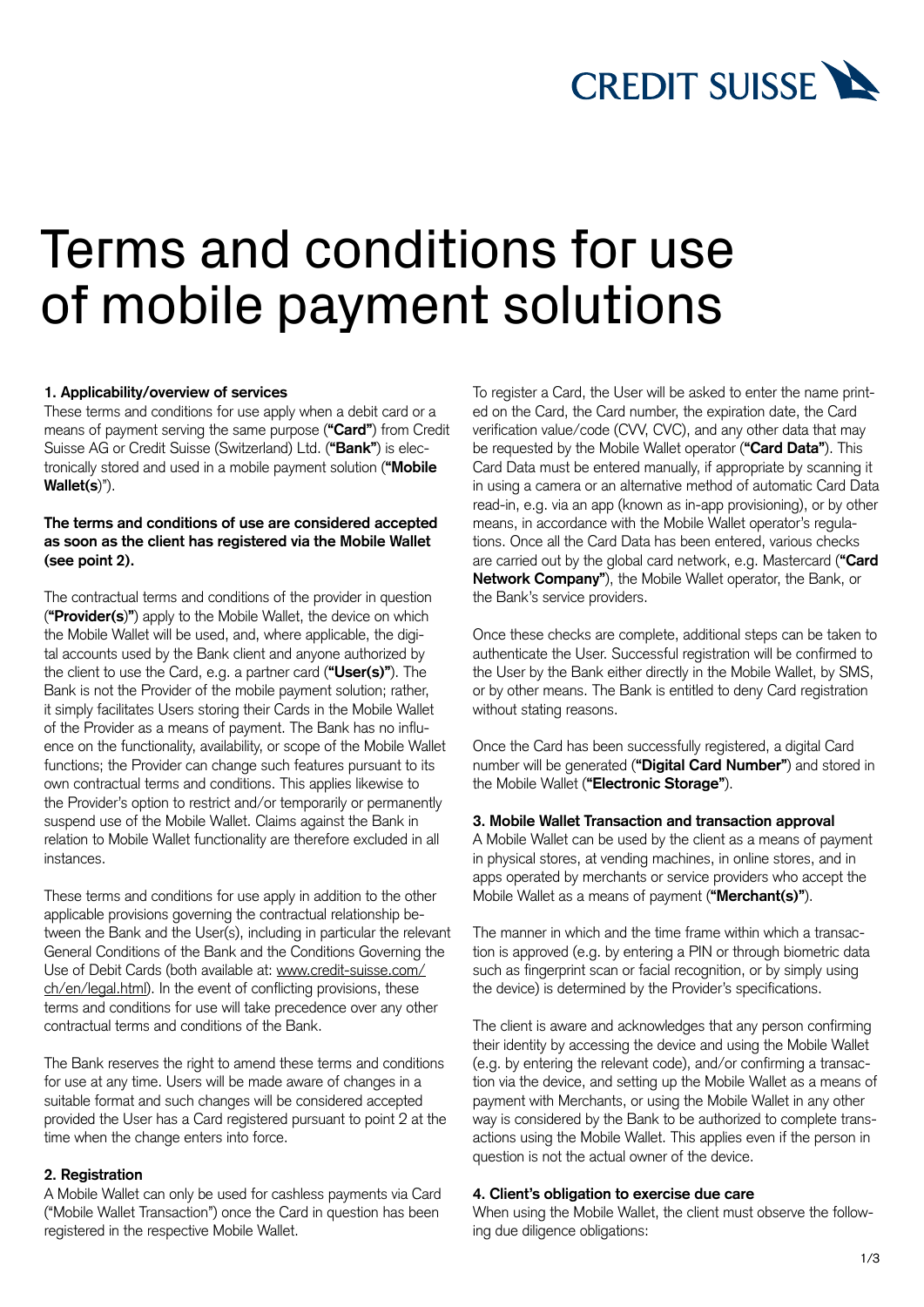# Terms and conditions for use of mobile payment solutions

### 1. Applicability/overview of services

These terms and conditions for use apply when a debit card or a means of payment serving the same purpose (**"Card"**) from Credit Suisse AG or Credit Suisse (Switzerland) Ltd. (**"Bank"**) is electronically stored and used in a mobile payment solution (**"Mobile Wallet(s**")).

**The terms and conditions of use are considered accepted as soon as the client has registered via the Mobile Wallet (see point 2).**

The contractual terms and conditions of the provider in question (**"Provider(s)"**) apply to the Mobile Wallet, the device on which the Mobile Wallet will be used, and, where applicable, the digital accounts used by the Bank client and anyone authorized by the client to use the Card, e.g. a partner card (**"User(s)"**). The Bank is not the Provider of the mobile payment solution; rather, it simply facilitates Users storing their Cards in the Mobile Wallet of the Provider as a means of payment. The Bank has no influence on the functionality, availability, or scope of the Mobile Wallet functions; the Provider can change such features pursuant to its own contractual terms and conditions. This applies likewise to the Provider's option to restrict and/or temporarily or permanently suspend use of the Mobile Wallet. Claims against the Bank in relation to Mobile Wallet functionality are therefore excluded in all instances.

These terms and conditions for use apply in addition to the other applicable provisions governing the contractual relationship between the Bank and the User(s), including in particular the relevant General Conditions of the Bank and the Conditions Governing the Use of Debit Cards (both available at: www.credit-suisse.com/ch/en/legal.html). In the event of conflicting provisions, these terms and conditions for use will take precedence over any other contractual terms and conditions of the Bank.

The Bank reserves the right to amend these terms and conditions for use at any time. Users will be made aware of changes in a suitable format and such changes will be considered accepted provided the User has a Card registered pursuant to point 2 at the time when the change enters into force.

### 2. Registration

A Mobile Wallet can only be used for cashless payments via Card ("Mobile Wallet Transaction") once the Card in question has been registered in the respective Mobile Wallet.

To register a Card, the User will be asked to enter the name printed on the Card, the Card number, the expiration date, the Card verification value/code (CVV, CVC), and any other data that may be requested by the Mobile Wallet operator (**"Card Data"**). This Card Data must be entered manually, if appropriate by scanning it in using a camera or an alternative method of automatic Card Data read-in, e.g. via an app (known as in-app provisioning), or by other means, in accordance with the Mobile Wallet operator's regulations. Once all the Card Data has been entered, various checks are carried out by the global card network, e.g. Mastercard (**"Card Network Company"**), the Mobile Wallet operator, the Bank, or the Bank's service providers.

Once these checks are complete, additional steps can be taken to authenticate the User. Successful registration will be confirmed to the User by the Bank either directly in the Mobile Wallet, by SMS, or by other means. The Bank is entitled to deny Card registration without stating reasons.

Once the Card has been successfully registered, a digital Card number will be generated (**"Digital Card Number"**) and stored in the Mobile Wallet (**"Electronic Storage"**).

### 3. Mobile Wallet Transaction and transaction approval

A Mobile Wallet can be used by the client as a means of payment in physical stores, at vending machines, in online stores, and in apps operated by merchants or service providers who accept the Mobile Wallet as a means of payment (**"Merchant(s)"**).

The manner in which and the time frame within which a transaction is approved (e.g. by entering a PIN or through biometric data such as fingerprint scan or facial recognition, or by simply using the device) is determined by the Provider's specifications.

The client is aware and acknowledges that any person confirming their identity by accessing the device and using the Mobile Wallet (e.g. by entering the relevant code), and/or confirming a transaction via the device, and setting up the Mobile Wallet as a means of payment with Merchants, or using the Mobile Wallet in any other way is considered by the Bank to be authorized to complete transactions using the Mobile Wallet. This applies even if the person in question is not the actual owner of the device.

### 4. Client's obligation to exercise due care

When using the Mobile Wallet, the client must observe the following due diligence obligations: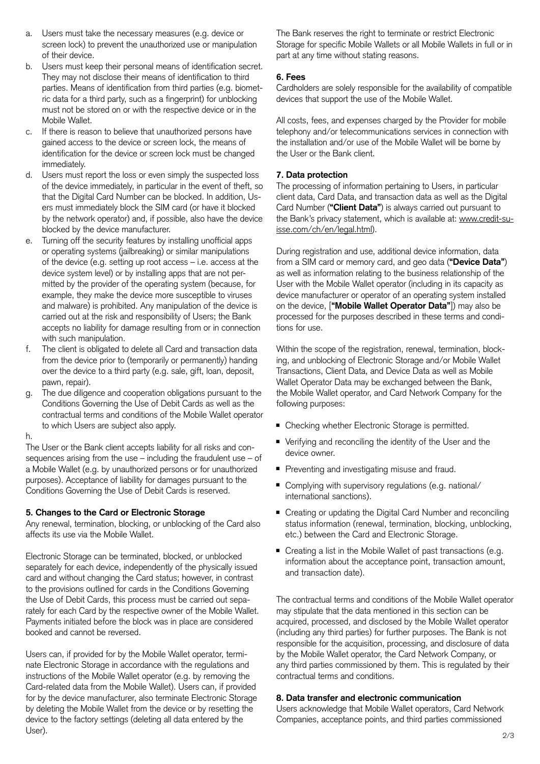a. Users must take the necessary measures (e.g. device or screen lock) to prevent the unauthorized use or manipulation of their device.
b. Users must keep their personal means of identification secret. They may not disclose their means of identification to third parties. Means of identification from third parties (e.g. biometric data for a third party, such as a fingerprint) for unblocking must not be stored on or with the respective device or in the Mobile Wallet.
c. If there is reason to believe that unauthorized persons have gained access to the device or screen lock, the means of identification for the device or screen lock must be changed immediately.
d. Users must report the loss or even simply the suspected loss of the device immediately, in particular in the event of theft, so that the Digital Card Number can be blocked. In addition, Users must immediately block the SIM card (or have it blocked by the network operator) and, if possible, also have the device blocked by the device manufacturer.
e. Turning off the security features by installing unofficial apps or operating systems (jailbreaking) or similar manipulations of the device (e.g. setting up root access – i.e. access at the device system level) or by installing apps that are not permitted by the provider of the operating system (because, for example, they make the device more susceptible to viruses and malware) is prohibited. Any manipulation of the device is carried out at the risk and responsibility of Users; the Bank accepts no liability for damage resulting from or in connection with such manipulation.
f. The client is obligated to delete all Card and transaction data from the device prior to (temporarily or permanently) handing over the device to a third party (e.g. sale, gift, loan, deposit, pawn, repair).
g. The due diligence and cooperation obligations pursuant to the Conditions Governing the Use of Debit Cards as well as the contractual terms and conditions of the Mobile Wallet operator to which Users are subject also apply.
h.

The User or the Bank client accepts liability for all risks and consequences arising from the use – including the fraudulent use – of a Mobile Wallet (e.g. by unauthorized persons or for unauthorized purposes). Acceptance of liability for damages pursuant to the Conditions Governing the Use of Debit Cards is reserved.

## 5. Changes to the Card or Electronic Storage

Any renewal, termination, blocking, or unblocking of the Card also affects its use via the Mobile Wallet.

Electronic Storage can be terminated, blocked, or unblocked separately for each device, independently of the physically issued card and without changing the Card status; however, in contrast to the provisions outlined for cards in the Conditions Governing the Use of Debit Cards, this process must be carried out separately for each Card by the respective owner of the Mobile Wallet. Payments initiated before the block was in place are considered booked and cannot be reversed.

Users can, if provided for by the Mobile Wallet operator, terminate Electronic Storage in accordance with the regulations and instructions of the Mobile Wallet operator (e.g. by removing the Card-related data from the Mobile Wallet). Users can, if provided for by the device manufacturer, also terminate Electronic Storage by deleting the Mobile Wallet from the device or by resetting the device to the factory settings (deleting all data entered by the User).

The Bank reserves the right to terminate or restrict Electronic Storage for specific Mobile Wallets or all Mobile Wallets in full or in part at any time without stating reasons.

## 6. Fees

Cardholders are solely responsible for the availability of compatible devices that support the use of the Mobile Wallet.

All costs, fees, and expenses charged by the Provider for mobile telephony and/or telecommunications services in connection with the installation and/or use of the Mobile Wallet will be borne by the User or the Bank client.

## 7. Data protection

The processing of information pertaining to Users, in particular client data, Card Data, and transaction data as well as the Digital Card Number (**"Client Data"**) is always carried out pursuant to the Bank's privacy statement, which is available at: www.credit-suisse.com/ch/en/legal.html).

During registration and use, additional device information, data from a SIM card or memory card, and geo data (**"Device Data"**) as well as information relating to the business relationship of the User with the Mobile Wallet operator (including in its capacity as device manufacturer or operator of an operating system installed on the device, [**"Mobile Wallet Operator Data"**]) may also be processed for the purposes described in these terms and conditions for use.

Within the scope of the registration, renewal, termination, blocking, and unblocking of Electronic Storage and/or Mobile Wallet Transactions, Client Data, and Device Data as well as Mobile Wallet Operator Data may be exchanged between the Bank, the Mobile Wallet operator, and Card Network Company for the following purposes:

- Checking whether Electronic Storage is permitted.
- Verifying and reconciling the identity of the User and the device owner.
- Preventing and investigating misuse and fraud.
- Complying with supervisory regulations (e.g. national/international sanctions).
- Creating or updating the Digital Card Number and reconciling status information (renewal, termination, blocking, unblocking, etc.) between the Card and Electronic Storage.
- Creating a list in the Mobile Wallet of past transactions (e.g. information about the acceptance point, transaction amount, and transaction date).

The contractual terms and conditions of the Mobile Wallet operator may stipulate that the data mentioned in this section can be acquired, processed, and disclosed by the Mobile Wallet operator (including any third parties) for further purposes. The Bank is not responsible for the acquisition, processing, and disclosure of data by the Mobile Wallet operator, the Card Network Company, or any third parties commissioned by them. This is regulated by their contractual terms and conditions.

## 8. Data transfer and electronic communication

Users acknowledge that Mobile Wallet operators, Card Network Companies, acceptance points, and third parties commissioned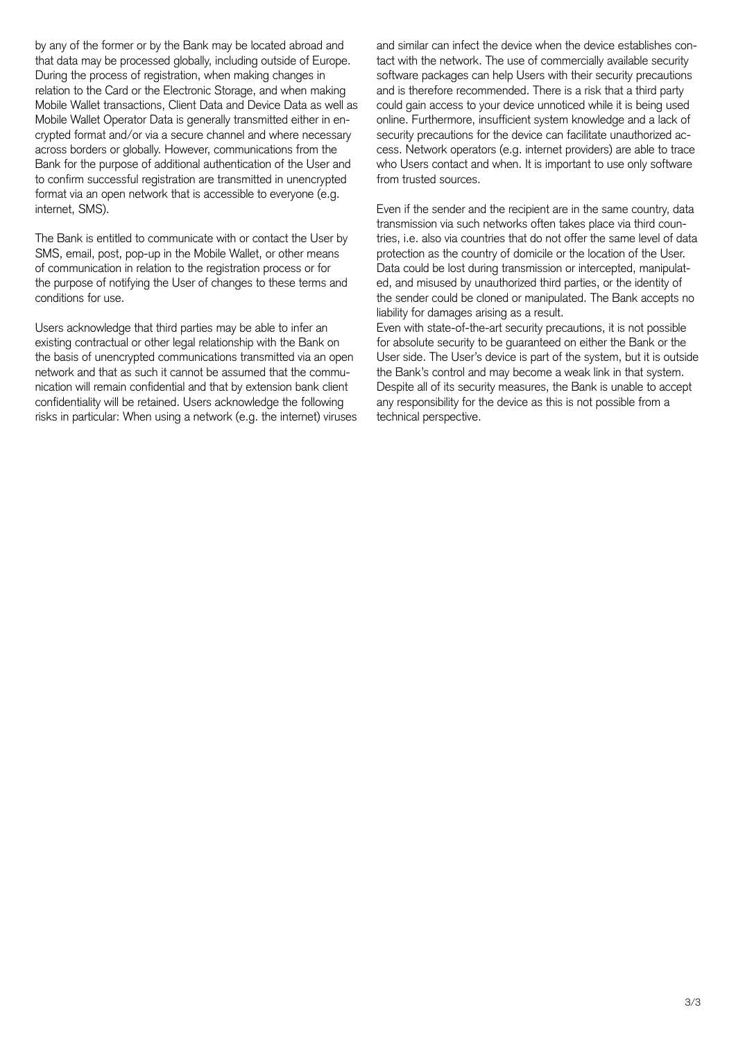by any of the former or by the Bank may be located abroad and that data may be processed globally, including outside of Europe. During the process of registration, when making changes in relation to the Card or the Electronic Storage, and when making Mobile Wallet transactions, Client Data and Device Data as well as Mobile Wallet Operator Data is generally transmitted either in encrypted format and/or via a secure channel and where necessary across borders or globally. However, communications from the Bank for the purpose of additional authentication of the User and to confirm successful registration are transmitted in unencrypted format via an open network that is accessible to everyone (e.g. internet, SMS).

The Bank is entitled to communicate with or contact the User by SMS, email, post, pop-up in the Mobile Wallet, or other means of communication in relation to the registration process or for the purpose of notifying the User of changes to these terms and conditions for use.

Users acknowledge that third parties may be able to infer an existing contractual or other legal relationship with the Bank on the basis of unencrypted communications transmitted via an open network and that as such it cannot be assumed that the communication will remain confidential and that by extension bank client confidentiality will be retained. Users acknowledge the following risks in particular: When using a network (e.g. the internet) viruses and similar can infect the device when the device establishes contact with the network. The use of commercially available security software packages can help Users with their security precautions and is therefore recommended. There is a risk that a third party could gain access to your device unnoticed while it is being used online. Furthermore, insufficient system knowledge and a lack of security precautions for the device can facilitate unauthorized access. Network operators (e.g. internet providers) are able to trace who Users contact and when. It is important to use only software from trusted sources.

Even if the sender and the recipient are in the same country, data transmission via such networks often takes place via third countries, i.e. also via countries that do not offer the same level of data protection as the country of domicile or the location of the User. Data could be lost during transmission or intercepted, manipulated, and misused by unauthorized third parties, or the identity of the sender could be cloned or manipulated. The Bank accepts no liability for damages arising as a result.
Even with state-of-the-art security precautions, it is not possible for absolute security to be guaranteed on either the Bank or the User side. The User's device is part of the system, but it is outside the Bank's control and may become a weak link in that system. Despite all of its security measures, the Bank is unable to accept any responsibility for the device as this is not possible from a technical perspective.